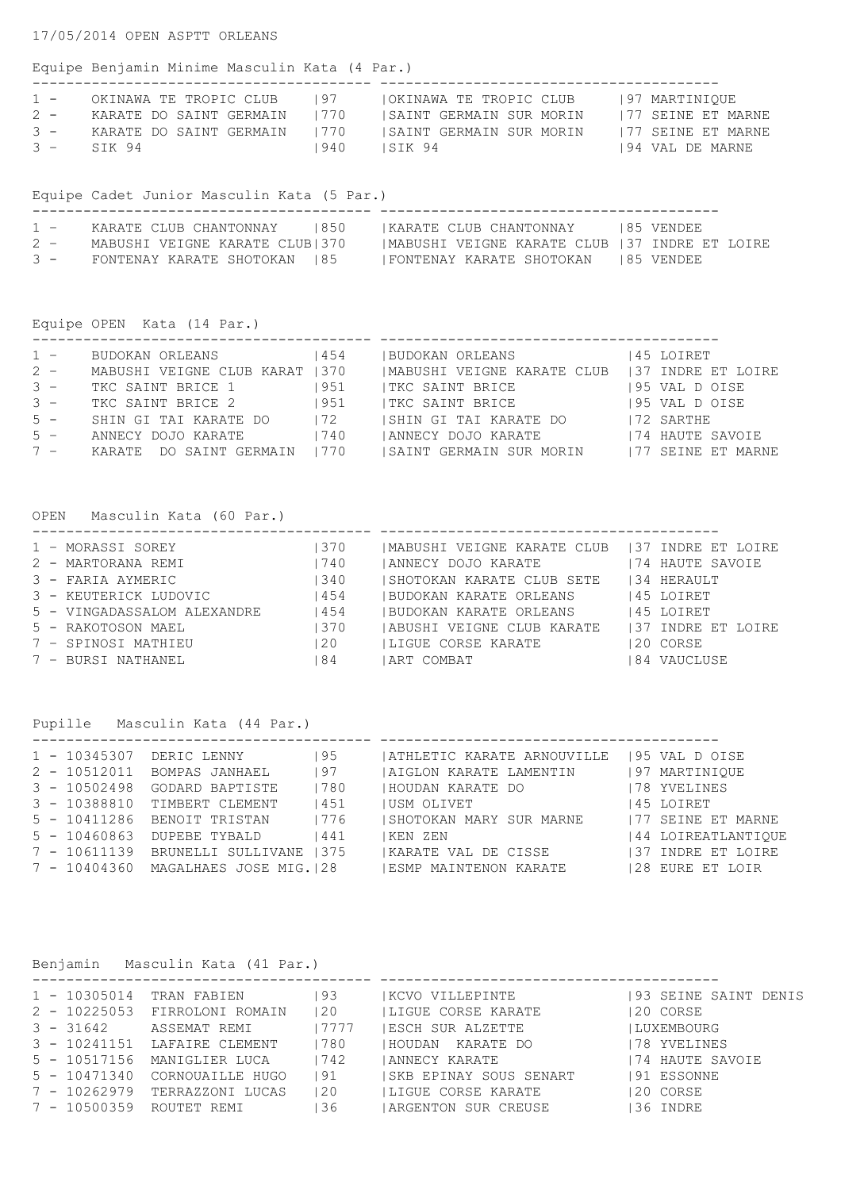17/05/2014 OPEN ASPTT ORLEANS

## Equipe Benjamin Minime Masculin Kata (4 Par.)

| Rang | Club | Code | Club | Département |
|---|---|---|---|---|
| 1 - | OKINAWA TE TROPIC CLUB | 97 | OKINAWA TE TROPIC CLUB | 97 MARTINIQUE |
| 2 - | KARATE DO SAINT GERMAIN | 770 | SAINT GERMAIN SUR MORIN | 77 SEINE ET MARNE |
| 3 - | KARATE DO SAINT GERMAIN | 770 | SAINT GERMAIN SUR MORIN | 77 SEINE ET MARNE |
| 3 - | SIK 94 | 940 | SIK 94 | 94 VAL DE MARNE |

## Equipe Cadet Junior Masculin Kata (5 Par.)

| Rang | Club | Code | Club | Département |
|---|---|---|---|---|
| 1 - | KARATE CLUB CHANTONNAY | 850 | KARATE CLUB CHANTONNAY | 85 VENDEE |
| 2 - | MABUSHI VEIGNE KARATE CLUB | 370 | MABUSHI VEIGNE KARATE CLUB | 37 INDRE ET LOIRE |
| 3 - | FONTENAY KARATE SHOTOKAN | 85 | FONTENAY KARATE SHOTOKAN | 85 VENDEE |

## Equipe OPEN Kata (14 Par.)

| Rang | Club | Code | Club | Département |
|---|---|---|---|---|
| 1 - | BUDOKAN ORLEANS | 454 | BUDOKAN ORLEANS | 45 LOIRET |
| 2 - | MABUSHI VEIGNE CLUB KARAT | 370 | MABUSHI VEIGNE KARATE CLUB | 37 INDRE ET LOIRE |
| 3 - | TKC SAINT BRICE 1 | 951 | TKC SAINT BRICE | 95 VAL D OISE |
| 3 - | TKC SAINT BRICE 2 | 951 | TKC SAINT BRICE | 95 VAL D OISE |
| 5 - | SHIN GI TAI KARATE DO | 72 | SHIN GI TAI KARATE DO | 72 SARTHE |
| 5 - | ANNECY DOJO KARATE | 740 | ANNECY DOJO KARATE | 74 HAUTE SAVOIE |
| 7 - | KARATE DO SAINT GERMAIN | 770 | SAINT GERMAIN SUR MORIN | 77 SEINE ET MARNE |

## OPEN Masculin Kata (60 Par.)

| Rang | Nom | Code | Club | Département |
|---|---|---|---|---|
| 1 - | MORASSI SOREY | 370 | MABUSHI VEIGNE KARATE CLUB | 37 INDRE ET LOIRE |
| 2 - | MARTORANA REMI | 740 | ANNECY DOJO KARATE | 74 HAUTE SAVOIE |
| 3 - | FARIA AYMERIC | 340 | SHOTOKAN KARATE CLUB SETE | 34 HERAULT |
| 3 - | KEUTERICK LUDOVIC | 454 | BUDOKAN KARATE ORLEANS | 45 LOIRET |
| 5 - | VINGADASSALOM ALEXANDRE | 454 | BUDOKAN KARATE ORLEANS | 45 LOIRET |
| 5 - | RAKOTOSON MAEL | 370 | ABUSHI VEIGNE CLUB KARATE | 37 INDRE ET LOIRE |
| 7 - | SPINOSI MATHIEU | 20 | LIGUE CORSE KARATE | 20 CORSE |
| 7 - | BURSI NATHANEL | 84 | ART COMBAT | 84 VAUCLUSE |

## Pupille Masculin Kata (44 Par.)

| Rang | Licence | Nom | Code | Club | Département |
|---|---|---|---|---|---|
| 1 - | 10345307 | DERIC LENNY | 95 | ATHLETIC KARATE ARNOUVILLE | 95 VAL D OISE |
| 2 - | 10512011 | BOMPAS JANHAEL | 97 | AIGLON KARATE LAMENTIN | 97 MARTINIQUE |
| 3 - | 10502498 | GODARD BAPTISTE | 780 | HOUDAN KARATE DO | 78 YVELINES |
| 3 - | 10388810 | TIMBERT CLEMENT | 451 | USM OLIVET | 45 LOIRET |
| 5 - | 10411286 | BENOIT TRISTAN | 776 | SHOTOKAN MARY SUR MARNE | 77 SEINE ET MARNE |
| 5 - | 10460863 | DUPEBE TYBALD | 441 | KEN ZEN | 44 LOIREATLANTIQUE |
| 7 - | 10611139 | BRUNELLI SULLIVANE | 375 | KARATE VAL DE CISSE | 37 INDRE ET LOIRE |
| 7 - | 10404360 | MAGALHAES JOSE MIG. | 28 | ESMP MAINTENON KARATE | 28 EURE ET LOIR |

## Benjamin Masculin Kata (41 Par.)

| Rang | Licence | Nom | Code | Club | Département |
|---|---|---|---|---|---|
| 1 - | 10305014 | TRAN FABIEN | 93 | KCVO VILLEPINTE | 93 SEINE SAINT DENIS |
| 2 - | 10225053 | FIRROLONI ROMAIN | 20 | LIGUE CORSE KARATE | 20 CORSE |
| 3 - | 31642 | ASSEMAT REMI | 7777 | ESCH SUR ALZETTE | LUXEMBOURG |
| 3 - | 10241151 | LAFAIRE CLEMENT | 780 | HOUDAN KARATE DO | 78 YVELINES |
| 5 - | 10517156 | MANIGLIER LUCA | 742 | ANNECY KARATE | 74 HAUTE SAVOIE |
| 5 - | 10471340 | CORNOUAILLE HUGO | 91 | SKB EPINAY SOUS SENART | 91 ESSONNE |
| 7 - | 10262979 | TERRAZZONI LUCAS | 20 | LIGUE CORSE KARATE | 20 CORSE |
| 7 - | 10500359 | ROUTET REMI | 36 | ARGENTON SUR CREUSE | 36 INDRE |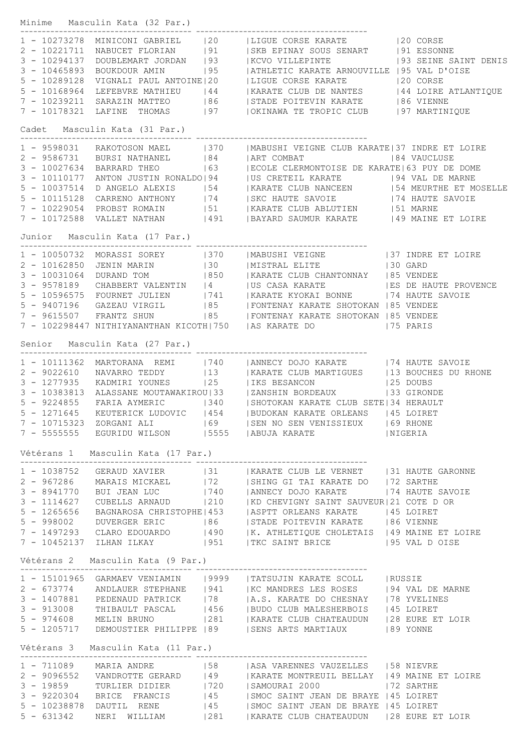## Minime Masculin Kata (32 Par.)

| Rang | Licence | Nom | Club n° | Club | Département |
|---|---|---|---|---|---|
| 1 | 10273278 | MINICONI GABRIEL | 20 | LIGUE CORSE KARATE | 20 CORSE |
| 2 | 10221711 | NABUCET FLORIAN | 91 | SKB EPINAY SOUS SENART | 91 ESSONNE |
| 3 | 10294137 | DOUBLEMART JORDAN | 93 | KCVO VILLEPINTE | 93 SEINE SAINT DENIS |
| 3 | 10465893 | BOUKDOUR AMIN | 95 | ATHLETIC KARATE ARNOUVILLE | 95 VAL D'OISE |
| 5 | 10289128 | VIGNALI PAUL ANTOINE | 20 | LIGUE CORSE KARATE | 20 CORSE |
| 5 | 10168964 | LEFEBVRE MATHIEU | 44 | KARATE CLUB DE NANTES | 44 LOIRE ATLANTIQUE |
| 7 | 10239211 | SARAZIN MATTEO | 86 | STADE POITEVIN KARATE | 86 VIENNE |
| 7 | 10178321 | LAFINE THOMAS | 97 | OKINAWA TE TROPIC CLUB | 97 MARTINIQUE |

## Cadet Masculin Kata (31 Par.)

| Rang | Licence | Nom | Club n° | Club | Département |
|---|---|---|---|---|---|
| 1 | 9598031 | RAKOTOSON MAEL | 370 | MABUSHI VEIGNE CLUB KARATE | 37 INDRE ET LOIRE |
| 2 | 9586731 | BURSI NATHANEL | 84 | ART COMBAT | 84 VAUCLUSE |
| 3 | 10027634 | BARRARD THEO | 63 | ECOLE CLERMONTOISE DE KARATE | 63 PUY DE DOME |
| 3 | 10110177 | ANTON JUSTIN RONALDO | 94 | US CRETEIL KARATE | 94 VAL DE MARNE |
| 5 | 10037514 | D ANGELO ALEXIS | 54 | KARATE CLUB NANCEEN | 54 MEURTHE ET MOSELLE |
| 5 | 10115128 | CARRENO ANTHONY | 74 | SKC HAUTE SAVOIE | 74 HAUTE SAVOIE |
| 7 | 10229054 | PROBST ROMAIN | 51 | KARATE CLUB ABLUTIEN | 51 MARNE |
| 7 | 10172588 | VALLET NATHAN | 491 | BAYARD SAUMUR KARATE | 49 MAINE ET LOIRE |

## Junior Masculin Kata (17 Par.)

| Rang | Licence | Nom | Club n° | Club | Département |
|---|---|---|---|---|---|
| 1 | 10050732 | MORASSI SOREY | 370 | MABUSHI VEIGNE | 37 INDRE ET LOIRE |
| 2 | 10162850 | JENIN MARIN | 30 | MISTRAL ELITE | 30 GARD |
| 3 | 10031064 | DURAND TOM | 850 | KARATE CLUB CHANTONNAY | 85 VENDEE |
| 3 | 9578189 | CHABBERT VALENTIN | 4 | US CASA KARATE | ES DE HAUTE PROVENCE |
| 5 | 10596575 | FOURNET JULIEN | 741 | KARATE KYOKAI BONNE | 74 HAUTE SAVOIE |
| 5 | 9407196 | GAZEAU VIRGIL | 85 | FONTENAY KARATE SHOTOKAN | 85 VENDEE |
| 7 | 9615507 | FRANTZ SHUN | 85 | FONTENAY KARATE SHOTOKAN | 85 VENDEE |
| 7 | 102298447 | NITHIYANANTHAN KICOTH | 750 | AS KARATE DO | 75 PARIS |

## Senior Masculin Kata (27 Par.)

| Rang | Licence | Nom | Club n° | Club | Département |
|---|---|---|---|---|---|
| 1 | 10111362 | MARTORANA REMI | 740 | ANNECY DOJO KARATE | 74 HAUTE SAVOIE |
| 2 | 9022610 | NAVARRO TEDDY | 13 | KARATE CLUB MARTIGUES | 13 BOUCHES DU RHONE |
| 3 | 1277935 | KADMIRI YOUNES | 25 | IKS BESANCON | 25 DOUBS |
| 3 | 10383813 | ALASSANE MOUTAWAKIROU | 33 | ZANSHIN BORDEAUX | 33 GIRONDE |
| 5 | 9224855 | FARIA AYMERIC | 340 | SHOTOKAN KARATE CLUB SETE | 34 HERAULT |
| 5 | 1271645 | KEUTERICK LUDOVIC | 454 | BUDOKAN KARATE ORLEANS | 45 LOIRET |
| 7 | 10715323 | ZORGANI ALI | 69 | SEN NO SEN VENISSIEUX | 69 RHONE |
| 7 | 5555555 | EGURIDU WILSON | 5555 | ABUJA KARATE | NIGERIA |

## Vétérans 1 Masculin Kata (17 Par.)

| Rang | Licence | Nom | Club n° | Club | Département |
|---|---|---|---|---|---|
| 1 | 1038752 | GERAUD XAVIER | 31 | KARATE CLUB LE VERNET | 31 HAUTE GARONNE |
| 2 | 967286 | MARAIS MICKAEL | 72 | SHING GI TAI KARATE DO | 72 SARTHE |
| 3 | 8941770 | BUI JEAN LUC | 740 | ANNECY DOJO KARATE | 74 HAUTE SAVOIE |
| 3 | 1114627 | CUBELLS ARNAUD | 210 | KD CHEVIGNY SAINT SAUVEUR | 21 COTE D OR |
| 5 | 1265656 | BAGNAROSA CHRISTOPHE | 453 | ASPTT ORLEANS KARATE | 45 LOIRET |
| 5 | 998002 | DUVERGER ERIC | 86 | STADE POITEVIN KARATE | 86 VIENNE |
| 7 | 1497293 | CLARO EDOUARDO | 490 | K. ATHLETIQUE CHOLETAIS | 49 MAINE ET LOIRE |
| 7 | 10452137 | ILHAN ILKAY | 951 | TKC SAINT BRICE | 95 VAL D OISE |

## Vétérans 2 Masculin Kata (9 Par.)

| Rang | Licence | Nom | Club n° | Club | Département |
|---|---|---|---|---|---|
| 1 | 15101965 | GARMAEV VENIAMIN | 9999 | TATSUJIN KARATE SCOLL | RUSSIE |
| 2 | 673774 | ANDLAUER STEPHANE | 941 | KC MANDRES LES ROSES | 94 VAL DE MARNE |
| 3 | 1407881 | PEDENAUD PATRICK | 78 | A.S. KARATE DO CHESNAY | 78 YVELINES |
| 3 | 913008 | THIBAULT PASCAL | 456 | BUDO CLUB MALESHERBOIS | 45 LOIRET |
| 5 | 974608 | MELIN BRUNO | 281 | KARATE CLUB CHATEAUDUN | 28 EURE ET LOIR |
| 5 | 1205717 | DEMOUSTIER PHILIPPE | 89 | SENS ARTS MARTIAUX | 89 YONNE |

## Vétérans 3 Masculin Kata (11 Par.)

| Rang | Licence | Nom | Club n° | Club | Département |
|---|---|---|---|---|---|
| 1 | 711089 | MARIA ANDRE | 58 | ASA VARENNES VAUZELLES | 58 NIEVRE |
| 2 | 9096552 | VANDROTTE GERARD | 49 | KARATE MONTREUIL BELLAY | 49 MAINE ET LOIRE |
| 3 | 19859 | TURLIER DIDIER | 720 | SAMOURAI 2000 | 72 SARTHE |
| 3 | 9220304 | BRICE FRANCIS | 45 | SMOC SAINT JEAN DE BRAYE | 45 LOIRET |
| 5 | 10238878 | DAUTIL RENE | 45 | SMOC SAINT JEAN DE BRAYE | 45 LOIRET |
| 5 | 631342 | NERI WILLIAM | 281 | KARATE CLUB CHATEAUDUN | 28 EURE ET LOIR |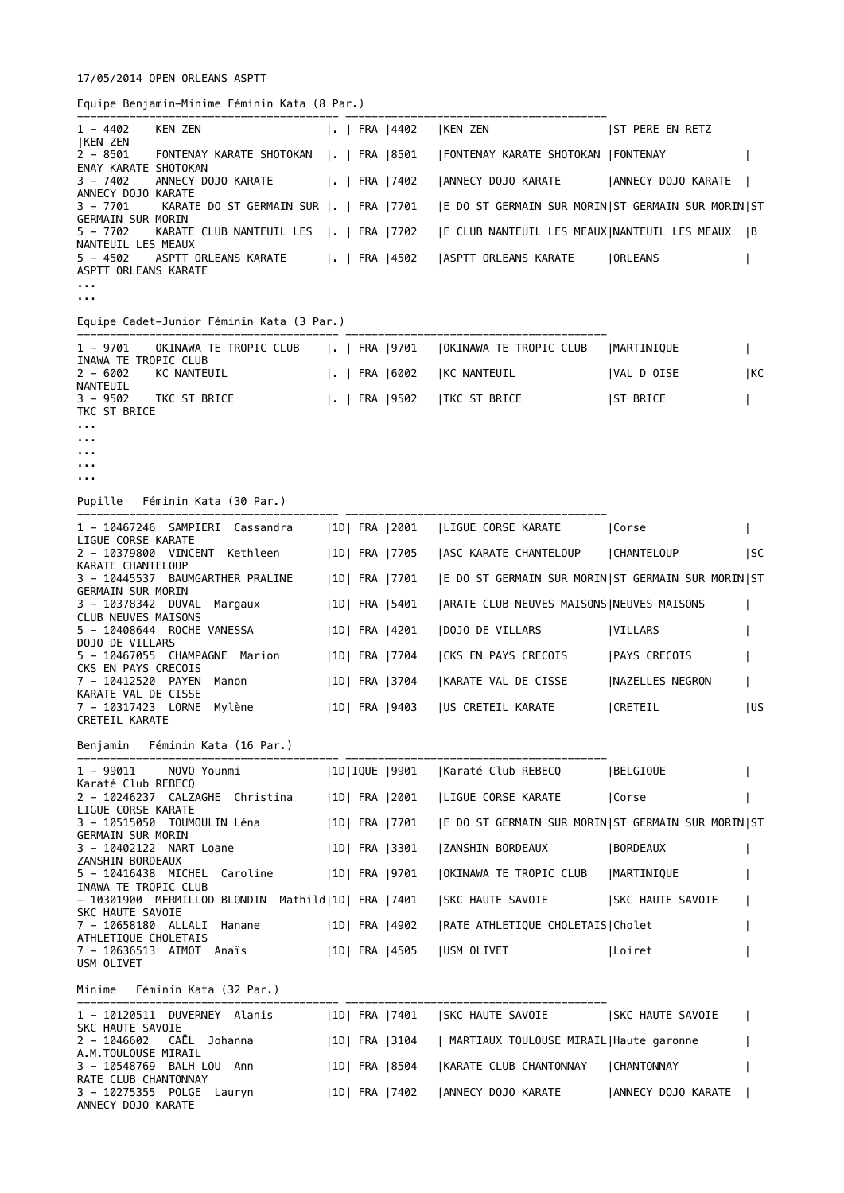17/05/2014 OPEN ORLEANS ASPTT

Equipe Benjamin-Minime Féminin Kata (8 Par.)

```
----------------------------------------- ----------------------------------------
1 - 4402    KEN ZEN                   |. | FRA |4402   |KEN ZEN                  |ST PERE EN RETZ
|KEN ZEN
2 - 8501    FONTENAY KARATE SHOTOKAN  |. | FRA |8501   |FONTENAY KARATE SHOTOKAN |FONTENAY          |
ENAY KARATE SHOTOKAN
3 - 7402    ANNECY DOJO KARATE        |. | FRA |7402   |ANNECY DOJO KARATE       |ANNECY DOJO KARATE  |
ANNECY DOJO KARATE
3 - 7701    KARATE DO ST GERMAIN SUR  |. | FRA |7701   |E DO ST GERMAIN SUR MORIN|ST GERMAIN SUR MORIN|ST
GERMAIN SUR MORIN
5 - 7702    KARATE CLUB NANTEUIL LES  |. | FRA |7702   |E CLUB NANTEUIL LES MEAUX|NANTEUIL LES MEAUX  |B
NANTEUIL LES MEAUX
5 - 4502    ASPTT ORLEANS KARATE      |. | FRA |4502   |ASPTT ORLEANS KARATE     |ORLEANS             |
ASPTT ORLEANS KARATE
...
...
```

Equipe Cadet-Junior Féminin Kata (3 Par.)

```
----------------------------------------- ----------------------------------------
1 - 9701    OKINAWA TE TROPIC CLUB    |. | FRA |9701   |OKINAWA TE TROPIC CLUB   |MARTINIQUE          |
INAWA TE TROPIC CLUB
2 - 6002    KC NANTEUIL               |. | FRA |6002   |KC NANTEUIL              |VAL D OISE          |KC
NANTEUIL
3 - 9502    TKC ST BRICE              |. | FRA |9502   |TKC ST BRICE             |ST BRICE            |
TKC ST BRICE
...
...
...
...
...
```

Pupille   Féminin Kata (30 Par.)

```
----------------------------------------- ----------------------------------------
1 - 10467246  SAMPIERI  Cassandra     |1D| FRA |2001   |LIGUE CORSE KARATE       |Corse               |
LIGUE CORSE KARATE
2 - 10379800  VINCENT  Kethleen       |1D| FRA |7705   |ASC KARATE CHANTELOUP    |CHANTELOUP          |SC
KARATE CHANTELOUP
3 - 10445537  BAUMGARTHER PRALINE     |1D| FRA |7701   |E DO ST GERMAIN SUR MORIN|ST GERMAIN SUR MORIN|ST
GERMAIN SUR MORIN
3 - 10378342  DUVAL  Margaux          |1D| FRA |5401   |ARATE CLUB NEUVES MAISONS|NEUVES MAISONS      |
CLUB NEUVES MAISONS
5 - 10408644  ROCHE VANESSA           |1D| FRA |4201   |DOJO DE VILLARS          |VILLARS             |
DOJO DE VILLARS
5 - 10467055  CHAMPAGNE  Marion       |1D| FRA |7704   |CKS EN PAYS CRECOIS      |PAYS CRECOIS        |
CKS EN PAYS CRECOIS
7 - 10412520  PAYEN  Manon            |1D| FRA |3704   |KARATE VAL DE CISSE      |NAZELLES NEGRON     |
KARATE VAL DE CISSE
7 - 10317423  LORNE  Mylène           |1D| FRA |9403   |US CRETEIL KARATE        |CRETEIL             |US
CRETEIL KARATE
```

Benjamin   Féminin Kata (16 Par.)

```
----------------------------------------- ----------------------------------------
1 - 99011     NOVO Younmi             |1D|IQUE |9901   |Karaté Club REBECQ       |BELGIQUE            |
Karaté Club REBECQ
2 - 10246237  CALZAGHE  Christina     |1D| FRA |2001   |LIGUE CORSE KARATE       |Corse               |
LIGUE CORSE KARATE
3 - 10515050  TOUMOULIN Léna          |1D| FRA |7701   |E DO ST GERMAIN SUR MORIN|ST GERMAIN SUR MORIN|ST
GERMAIN SUR MORIN
3 - 10402122  NART Loane              |1D| FRA |3301   |ZANSHIN BORDEAUX         |BORDEAUX            |
ZANSHIN BORDEAUX
5 - 10416438  MICHEL  Caroline        |1D| FRA |9701   |OKINAWA TE TROPIC CLUB   |MARTINIQUE          |
INAWA TE TROPIC CLUB
- 10301900  MERMILLOD BLONDIN  Mathild|1D| FRA |7401   |SKC HAUTE SAVOIE         |SKC HAUTE SAVOIE    |
SKC HAUTE SAVOIE
7 - 10658180  ALLALI  Hanane          |1D| FRA |4902   |RATE ATHLETIQUE CHOLETAIS|Cholet              |
ATHLETIQUE CHOLETAIS
7 - 10636513  AIMOT  Anaïs            |1D| FRA |4505   |USM OLIVET               |Loiret              |
USM OLIVET
```

Minime   Féminin Kata (32 Par.)

```
----------------------------------------- ----------------------------------------
1 - 10120511  DUVERNEY  Alanis        |1D| FRA |7401   |SKC HAUTE SAVOIE         |SKC HAUTE SAVOIE    |
SKC HAUTE SAVOIE
2 - 1046602   CAËL  Johanna           |1D| FRA |3104   | MARTIAUX TOULOUSE MIRAIL|Haute garonne       |
A.M.TOULOUSE MIRAIL
3 - 10548769  BALH LOU  Ann           |1D| FRA |8504   |KARATE CLUB CHANTONNAY   |CHANTONNAY          |
RATE CLUB CHANTONNAY
3 - 10275355  POLGE  Lauryn           |1D| FRA |7402   |ANNECY DOJO KARATE       |ANNECY DOJO KARATE  |
ANNECY DOJO KARATE
```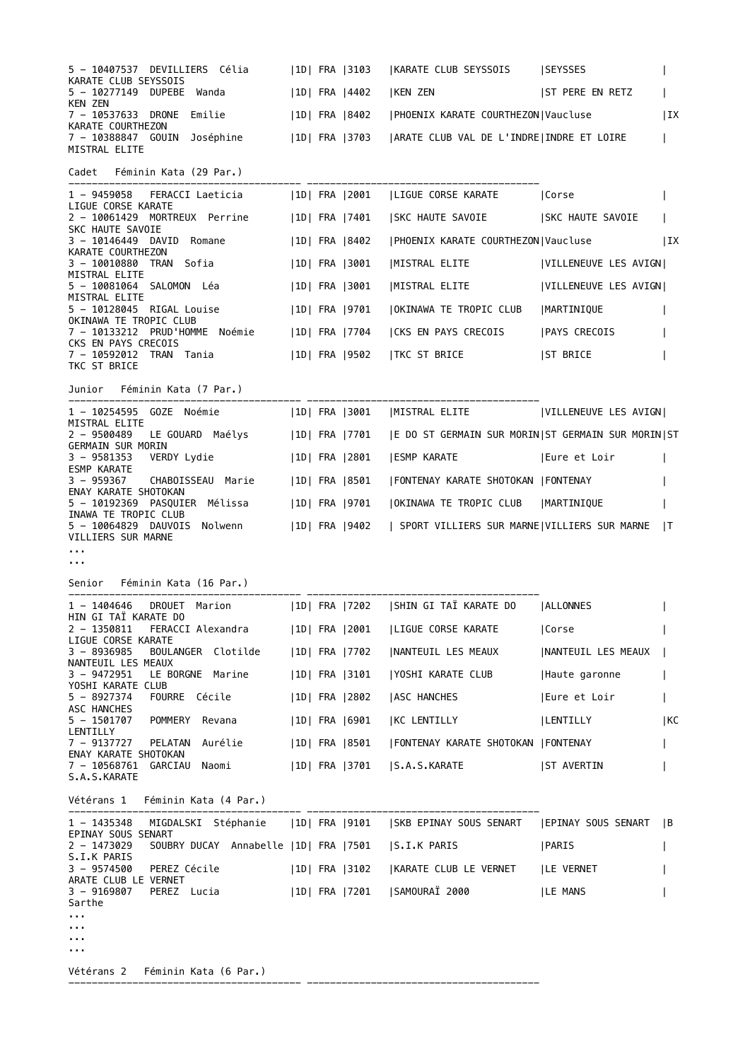```
5 - 10407537  DEVILLIERS  Célia       |1D| FRA |3103   |KARATE CLUB SEYSSOIS     |SEYSSES              |
KARATE CLUB SEYSSOIS
5 - 10277149  DUPEBE  Wanda           |1D| FRA |4402   |KEN ZEN                  |ST PERE EN RETZ      |
KEN ZEN
7 - 10537633  DRONE  Emilie           |1D| FRA |8402   |PHOENIX KARATE COURTHEZON|Vaucluse             |IX
KARATE COURTHEZON
7 - 10388847  GOUIN  Joséphine        |1D| FRA |3703   |ARATE CLUB VAL DE L'INDRE|INDRE ET LOIRE       |
MISTRAL ELITE
```

Cadet   Féminin Kata (29 Par.)

```
----------------------------------------- -----------------------------------------
1 - 9459058   FERACCI Laeticia        |1D| FRA |2001   |LIGUE CORSE KARATE       |Corse                |
LIGUE CORSE KARATE
2 - 10061429  MORTREUX  Perrine       |1D| FRA |7401   |SKC HAUTE SAVOIE         |SKC HAUTE SAVOIE     |
SKC HAUTE SAVOIE
3 - 10146449  DAVID  Romane           |1D| FRA |8402   |PHOENIX KARATE COURTHEZON|Vaucluse             |IX
KARATE COURTHEZON
3 - 10010880  TRAN  Sofia             |1D| FRA |3001   |MISTRAL ELITE            |VILLENEUVE LES AVIGN|
MISTRAL ELITE
5 - 10081064  SALOMON  Léa            |1D| FRA |3001   |MISTRAL ELITE            |VILLENEUVE LES AVIGN|
MISTRAL ELITE
5 - 10128045  RIGAL Louise            |1D| FRA |9701   |OKINAWA TE TROPIC CLUB   |MARTINIQUE           |
OKINAWA TE TROPIC CLUB
7 - 10133212  PRUD'HOMME  Noémie      |1D| FRA |7704   |CKS EN PAYS CRECOIS      |PAYS CRECOIS         |
CKS EN PAYS CRECOIS
7 - 10592012  TRAN  Tania             |1D| FRA |9502   |TKC ST BRICE             |ST BRICE             |
TKC ST BRICE
```

Junior   Féminin Kata (7 Par.)

```
----------------------------------------- -----------------------------------------
1 - 10254595  GOZE  Noémie            |1D| FRA |3001   |MISTRAL ELITE            |VILLENEUVE LES AVIGN|
MISTRAL ELITE
2 - 9500489   LE GOUARD  Maélys       |1D| FRA |7701   |E DO ST GERMAIN SUR MORIN|ST GERMAIN SUR MORIN|ST
GERMAIN SUR MORIN
3 - 9581353   VERDY Lydie             |1D| FRA |2801   |ESMP KARATE              |Eure et Loir         |
ESMP KARATE
3 - 959367    CHABOISSEAU  Marie      |1D| FRA |8501   |FONTENAY KARATE SHOTOKAN |FONTENAY             |
ENAY KARATE SHOTOKAN
5 - 10192369  PASQUIER  Mélissa       |1D| FRA |9701   |OKINAWA TE TROPIC CLUB   |MARTINIQUE           |
INAWA TE TROPIC CLUB
5 - 10064829  DAUVOIS  Nolwenn        |1D| FRA |9402   | SPORT VILLIERS SUR MARNE|VILLIERS SUR MARNE   |T
VILLIERS SUR MARNE
...
...
```

Senior   Féminin Kata (16 Par.)

```
----------------------------------------- -----------------------------------------
1 - 1404646   DROUET  Marion          |1D| FRA |7202   |SHIN GI TAÏ KARATE DO    |ALLONNES             |
HIN GI TAÏ KARATE DO
2 - 1350811   FERACCI Alexandra       |1D| FRA |2001   |LIGUE CORSE KARATE       |Corse                |
LIGUE CORSE KARATE
3 - 8936985   BOULANGER  Clotilde     |1D| FRA |7702   |NANTEUIL LES MEAUX       |NANTEUIL LES MEAUX   |
NANTEUIL LES MEAUX
3 - 9472951   LE BORGNE  Marine       |1D| FRA |3101   |YOSHI KARATE CLUB        |Haute garonne        |
YOSHI KARATE CLUB
5 - 8927374   FOURRE  Cécile          |1D| FRA |2802   |ASC HANCHES              |Eure et Loir         |
ASC HANCHES
5 - 1501707   POMMERY  Revana         |1D| FRA |6901   |KC LENTILLY              |LENTILLY             |KC
LENTILLY
7 - 9137727   PELATAN  Aurélie        |1D| FRA |8501   |FONTENAY KARATE SHOTOKAN |FONTENAY             |
ENAY KARATE SHOTOKAN
7 - 10568761  GARCIAU  Naomi          |1D| FRA |3701   |S.A.S.KARATE             |ST AVERTIN           |
S.A.S.KARATE
```

Vétérans 1   Féminin Kata (4 Par.)

```
----------------------------------------- -----------------------------------------
1 - 1435348   MIGDALSKI  Stéphanie    |1D| FRA |9101   |SKB EPINAY SOUS SENART   |EPINAY SOUS SENART   |B
EPINAY SOUS SENART
2 - 1473029   SOUBRY DUCAY  Annabelle |1D| FRA |7501   |S.I.K PARIS              |PARIS                |
S.I.K PARIS
3 - 9574500   PEREZ Cécile            |1D| FRA |3102   |KARATE CLUB LE VERNET    |LE VERNET            |
ARATE CLUB LE VERNET
3 - 9169807   PEREZ  Lucia            |1D| FRA |7201   |SAMOURAÏ 2000            |LE MANS              |
Sarthe
...
...
...
...
```

Vétérans 2   Féminin Kata (6 Par.)

```
----------------------------------------- -----------------------------------------
```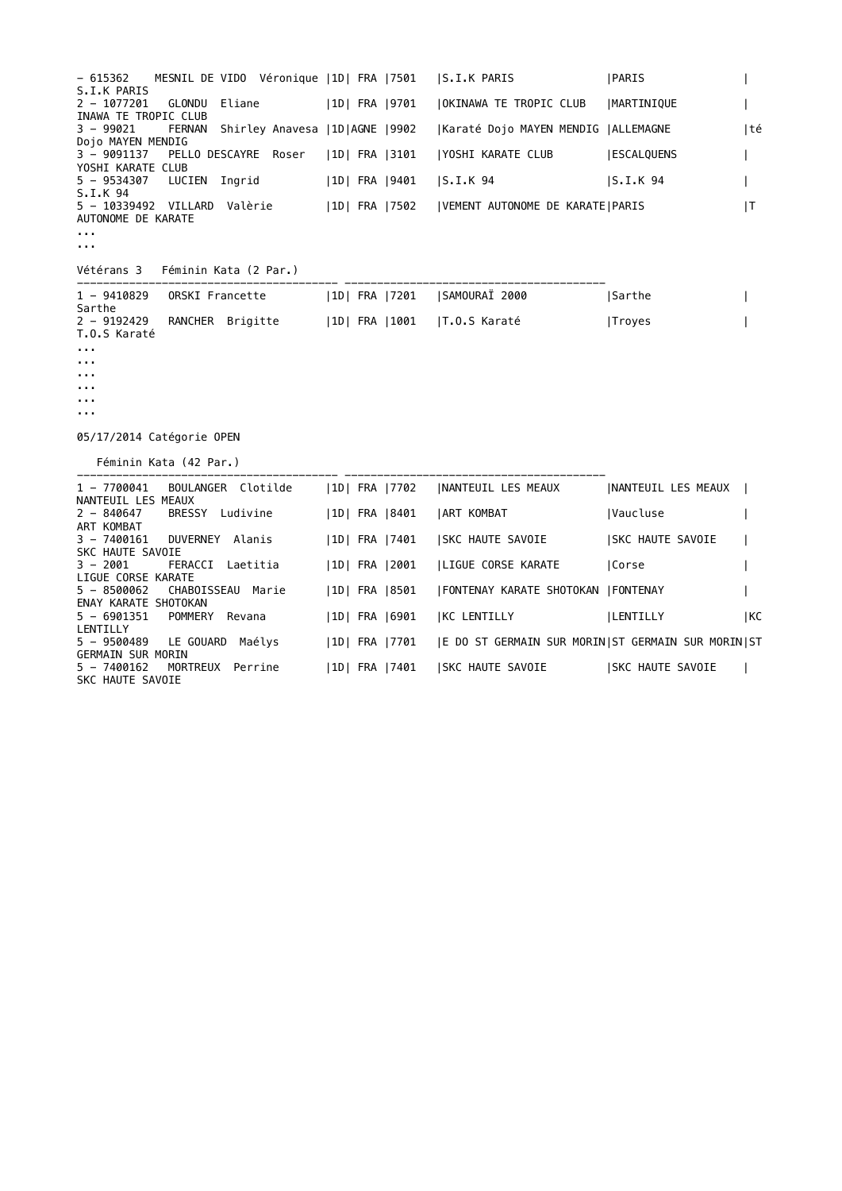```
- 615362    MESNIL DE VIDO  Véronique |1D| FRA |7501   |S.I.K PARIS              |PARIS              |
S.I.K PARIS
2 - 1077201   GLONDU  Eliane          |1D| FRA |9701   |OKINAWA TE TROPIC CLUB   |MARTINIQUE         |
INAWA TE TROPIC CLUB
3 - 99021     FERNAN  Shirley Anavesa |1D|AGNE |9902   |Karaté Dojo MAYEN MENDIG |ALLEMAGNE          |té
Dojo MAYEN MENDIG
3 - 9091137   PELLO DESCAYRE  Roser   |1D| FRA |3101   |YOSHI KARATE CLUB        |ESCALQUENS         |
YOSHI KARATE CLUB
5 - 9534307   LUCIEN  Ingrid          |1D| FRA |9401   |S.I.K 94                 |S.I.K 94           |
S.I.K 94
5 - 10339492  VILLARD  Valèrie        |1D| FRA |7502   |VEMENT AUTONOME DE KARATE|PARIS              |T
AUTONOME DE KARATE
...
...

Vétérans 3   Féminin Kata (2 Par.)
---------------------------------------- ----------------------------------------
1 - 9410829   ORSKI Francette         |1D| FRA |7201   |SAMOURAÏ 2000            |Sarthe             |
Sarthe
2 - 9192429   RANCHER  Brigitte       |1D| FRA |1001   |T.O.S Karaté             |Troyes             |
T.O.S Karaté
...
...
...
...
...
...

05/17/2014 Catégorie OPEN

   Féminin Kata (42 Par.)
---------------------------------------- ----------------------------------------
1 - 7700041   BOULANGER  Clotilde     |1D| FRA |7702   |NANTEUIL LES MEAUX       |NANTEUIL LES MEAUX  |
NANTEUIL LES MEAUX
2 - 840647    BRESSY  Ludivine        |1D| FRA |8401   |ART KOMBAT               |Vaucluse           |
ART KOMBAT
3 - 7400161   DUVERNEY  Alanis        |1D| FRA |7401   |SKC HAUTE SAVOIE         |SKC HAUTE SAVOIE    |
SKC HAUTE SAVOIE
3 - 2001      FERACCI  Laetitia       |1D| FRA |2001   |LIGUE CORSE KARATE       |Corse              |
LIGUE CORSE KARATE
5 - 8500062   CHABOISSEAU  Marie      |1D| FRA |8501   |FONTENAY KARATE SHOTOKAN |FONTENAY           |
ENAY KARATE SHOTOKAN
5 - 6901351   POMMERY  Revana         |1D| FRA |6901   |KC LENTILLY              |LENTILLY           |KC
LENTILLY
5 - 9500489   LE GOUARD  Maélys       |1D| FRA |7701   |E DO ST GERMAIN SUR MORIN|ST GERMAIN SUR MORIN|ST
GERMAIN SUR MORIN
5 - 7400162   MORTREUX  Perrine       |1D| FRA |7401   |SKC HAUTE SAVOIE         |SKC HAUTE SAVOIE    |
SKC HAUTE SAVOIE
```